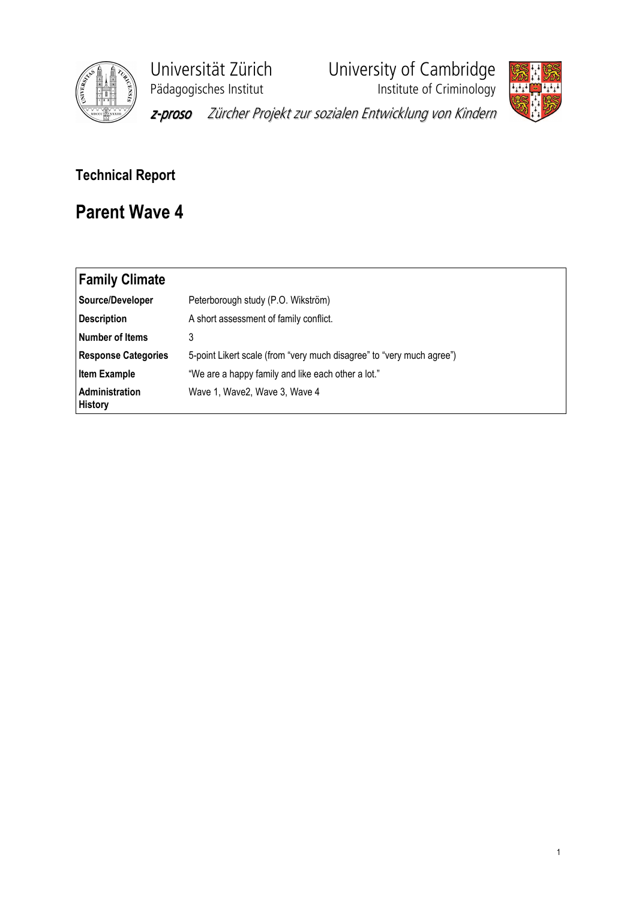Universität Zürich
Pädagogisches Institut

University of Cambridge
Institute of Criminology

*z-proso Zürcher Projekt zur sozialen Entwicklung von Kindern*

**Technical Report**

# Parent Wave 4

| **Family Climate** | |
|---|---|
| **Source/Developer** | Peterborough study (P.O. Wikström) |
| **Description** | A short assessment of family conflict. |
| **Number of Items** | 3 |
| **Response Categories** | 5-point Likert scale (from “very much disagree” to “very much agree”) |
| **Item Example** | “We are a happy family and like each other a lot.” |
| **Administration History** | Wave 1, Wave2, Wave 3, Wave 4 |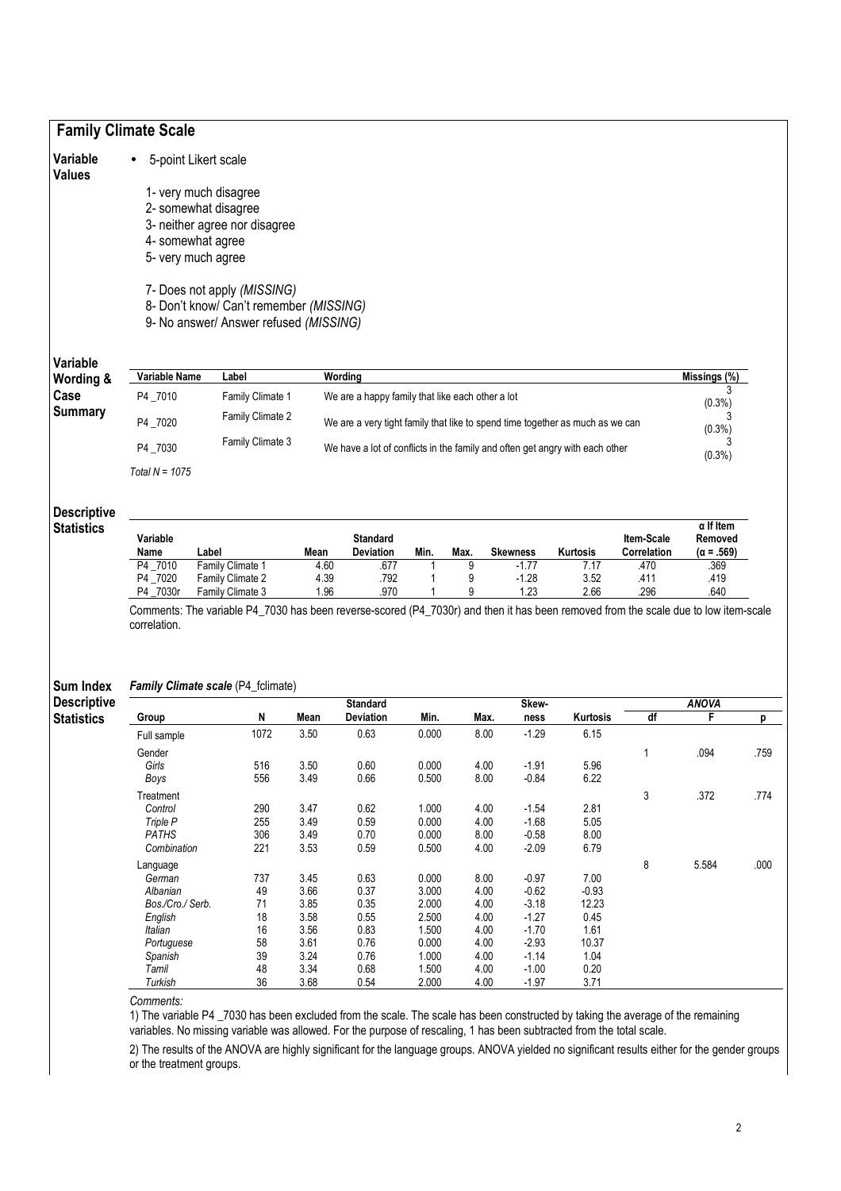## Family Climate Scale

**Variable Values**

- 5-point Likert scale

1- very much disagree
2- somewhat disagree
3- neither agree nor disagree
4- somewhat agree
5- very much agree

7- Does not apply *(MISSING)*
8- Don't know/ Can't remember *(MISSING)*
9- No answer/ Answer refused *(MISSING)*

**Variable Wording & Case Summary**

| Variable Name | Label | Wording | Missings (%) |
|---|---|---|---|
| P4 _7010 | Family Climate 1 | We are a happy family that like each other a lot | 3 (0.3%) |
| P4 _7020 | Family Climate 2 | We are a very tight family that like to spend time together as much as we can | 3 (0.3%) |
| P4 _7030 | Family Climate 3 | We have a lot of conflicts in the family and often get angry with each other | 3 (0.3%) |

*Total N = 1075*

**Descriptive Statistics**

| Variable Name | Label | Mean | Standard Deviation | Min. | Max. | Skewness | Kurtosis | Item-Scale Correlation | α If Item Removed (α = .569) |
|---|---|---|---|---|---|---|---|---|---|
| P4 _7010 | Family Climate 1 | 4.60 | .677 | 1 | 9 | -1.77 | 7.17 | .470 | .369 |
| P4 _7020 | Family Climate 2 | 4.39 | .792 | 1 | 9 | -1.28 | 3.52 | .411 | .419 |
| P4 _7030r | Family Climate 3 | 1.96 | .970 | 1 | 9 | 1.23 | 2.66 | .296 | .640 |

Comments: The variable P4_7030 has been reverse-scored (P4_7030r) and then it has been removed from the scale due to low item-scale correlation.

**Sum Index Descriptive Statistics**

***Family Climate scale*** (P4_fclimate)

| Group | N | Mean | Standard Deviation | Min. | Max. | Skewness | Kurtosis | ANOVA df | ANOVA F | ANOVA p |
|---|---|---|---|---|---|---|---|---|---|---|
| Full sample | 1072 | 3.50 | 0.63 | 0.000 | 8.00 | -1.29 | 6.15 | | | |
| Gender | | | | | | | | 1 | .094 | .759 |
| *Girls* | 516 | 3.50 | 0.60 | 0.000 | 4.00 | -1.91 | 5.96 | | | |
| *Boys* | 556 | 3.49 | 0.66 | 0.500 | 8.00 | -0.84 | 6.22 | | | |
| Treatment | | | | | | | | 3 | .372 | .774 |
| *Control* | 290 | 3.47 | 0.62 | 1.000 | 4.00 | -1.54 | 2.81 | | | |
| *Triple P* | 255 | 3.49 | 0.59 | 0.000 | 4.00 | -1.68 | 5.05 | | | |
| *PATHS* | 306 | 3.49 | 0.70 | 0.000 | 8.00 | -0.58 | 8.00 | | | |
| *Combination* | 221 | 3.53 | 0.59 | 0.500 | 4.00 | -2.09 | 6.79 | | | |
| Language | | | | | | | | 8 | 5.584 | .000 |
| *German* | 737 | 3.45 | 0.63 | 0.000 | 8.00 | -0.97 | 7.00 | | | |
| *Albanian* | 49 | 3.66 | 0.37 | 3.000 | 4.00 | -0.62 | -0.93 | | | |
| *Bos./Cro./ Serb.* | 71 | 3.85 | 0.35 | 2.000 | 4.00 | -3.18 | 12.23 | | | |
| *English* | 18 | 3.58 | 0.55 | 2.500 | 4.00 | -1.27 | 0.45 | | | |
| *Italian* | 16 | 3.56 | 0.83 | 1.500 | 4.00 | -1.70 | 1.61 | | | |
| *Portuguese* | 58 | 3.61 | 0.76 | 0.000 | 4.00 | -2.93 | 10.37 | | | |
| *Spanish* | 39 | 3.24 | 0.76 | 1.000 | 4.00 | -1.14 | 1.04 | | | |
| *Tamil* | 48 | 3.34 | 0.68 | 1.500 | 4.00 | -1.00 | 0.20 | | | |
| *Turkish* | 36 | 3.68 | 0.54 | 2.000 | 4.00 | -1.97 | 3.71 | | | |

*Comments:*

1) The variable P4 _7030 has been excluded from the scale. The scale has been constructed by taking the average of the remaining variables. No missing variable was allowed. For the purpose of rescaling, 1 has been subtracted from the total scale.

2) The results of the ANOVA are highly significant for the language groups. ANOVA yielded no significant results either for the gender groups or the treatment groups.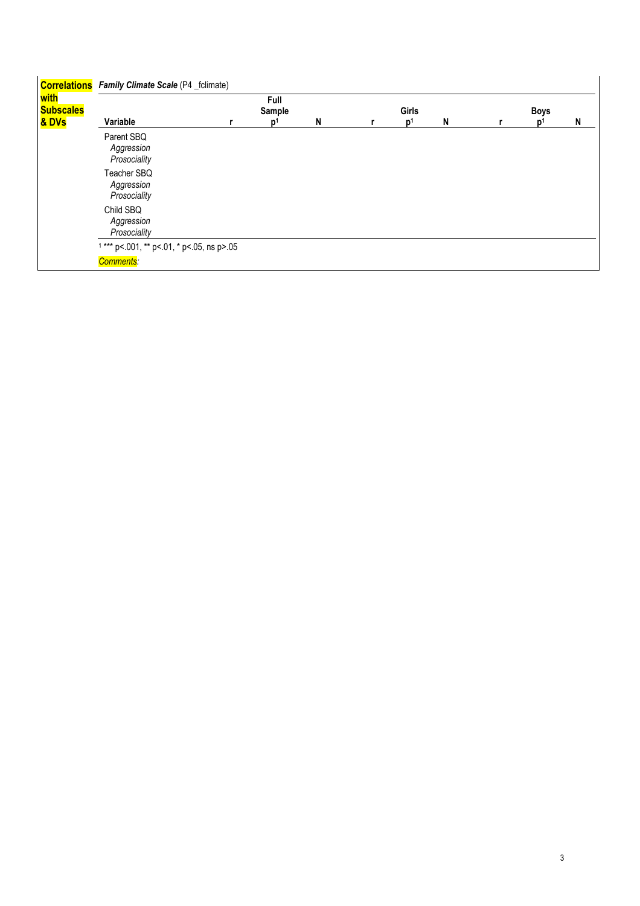**Correlations with Subscales & DVs**

***Family Climate Scale*** (P4 _fclimate)

| Variable | Full Sample r | Full Sample p[1] | Full Sample N | Girls r | Girls p[1] | Girls N | Boys r | Boys p[1] | Boys N |
|---|---|---|---|---|---|---|---|---|---|
| Parent SBQ | | | | | | | | | |
| *Aggression* | | | | | | | | | |
| *Prosociality* | | | | | | | | | |
| Teacher SBQ | | | | | | | | | |
| *Aggression* | | | | | | | | | |
| *Prosociality* | | | | | | | | | |
| Child SBQ | | | | | | | | | |
| *Aggression* | | | | | | | | | |
| *Prosociality* | | | | | | | | | |

[1] *** p<.001, ** p<.01, * p<.05, ns p>.05

*Comments:*